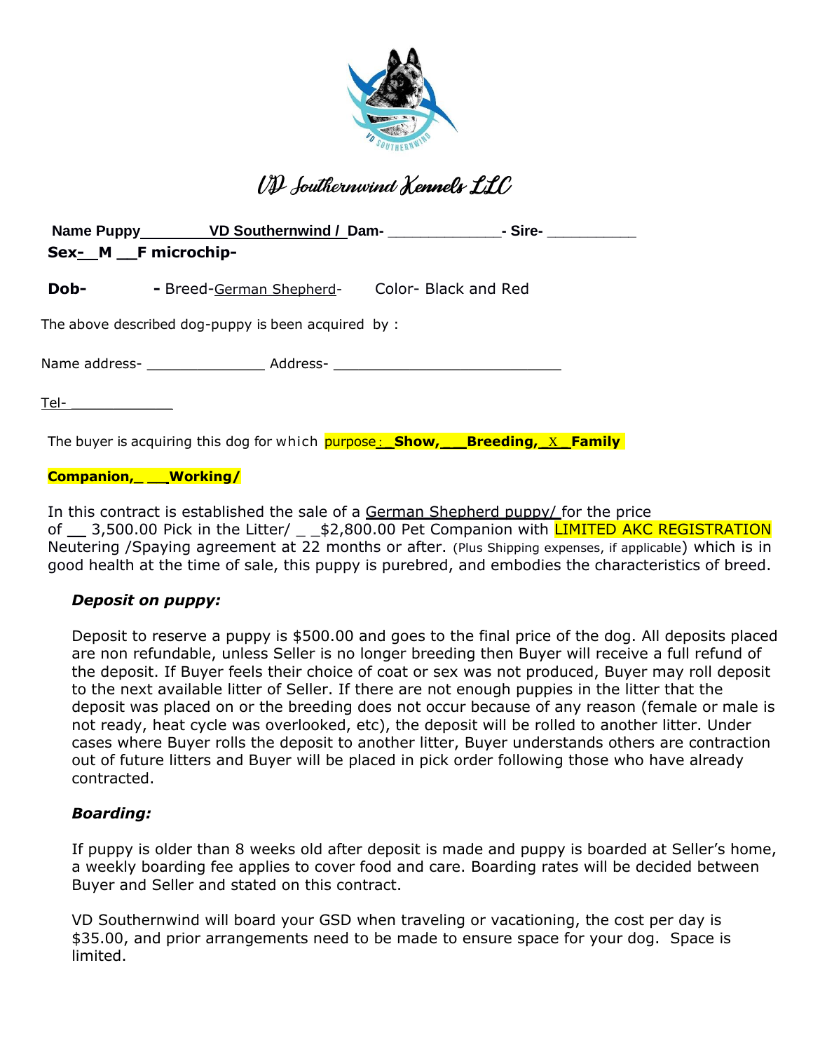# VD Southernwind Kennels LLC

**Name Puppy________VD Southernwind / Dam-** _____________**- Sire-** ___________

**Sex-__M __F microchip-**

**Dob-** **-** Breed-German Shepherd- Color- Black and Red

The above described dog-puppy is been acquired by :

Name address- ______________ Address- ___________________________

Tel- ____________

The buyer is acquiring this dog for which purpose:**_Show,___Breeding,_X_Family Companion,_ __Working/**

In this contract is established the sale of a German Shepherd puppy/ for the price of __ 3,500.00 Pick in the Litter/ _ _$2,800.00 Pet Companion with LIMITED AKC REGISTRATION Neutering /Spaying agreement at 22 months or after. (Plus Shipping expenses, if applicable) which is in good health at the time of sale, this puppy is purebred, and embodies the characteristics of breed.

### *Deposit on puppy:*

Deposit to reserve a puppy is $500.00 and goes to the final price of the dog. All deposits placed are non refundable, unless Seller is no longer breeding then Buyer will receive a full refund of the deposit. If Buyer feels their choice of coat or sex was not produced, Buyer may roll deposit to the next available litter of Seller. If there are not enough puppies in the litter that the deposit was placed on or the breeding does not occur because of any reason (female or male is not ready, heat cycle was overlooked, etc), the deposit will be rolled to another litter. Under cases where Buyer rolls the deposit to another litter, Buyer understands others are contraction out of future litters and Buyer will be placed in pick order following those who have already contracted.

### *Boarding:*

If puppy is older than 8 weeks old after deposit is made and puppy is boarded at Seller's home, a weekly boarding fee applies to cover food and care. Boarding rates will be decided between Buyer and Seller and stated on this contract.

VD Southernwind will board your GSD when traveling or vacationing, the cost per day is $35.00, and prior arrangements need to be made to ensure space for your dog. Space is limited.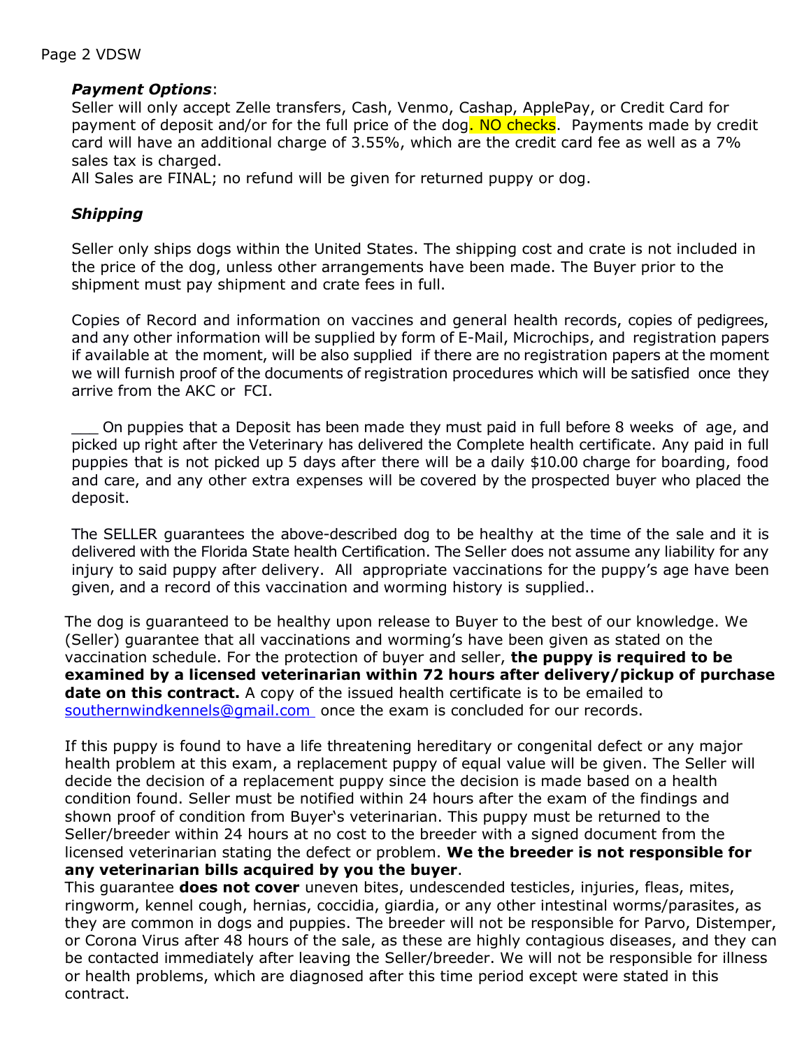***Payment Options***:

Seller will only accept Zelle transfers, Cash, Venmo, Cashap, ApplePay, or Credit Card for payment of deposit and/or for the full price of the dog. NO checks. Payments made by credit card will have an additional charge of 3.55%, which are the credit card fee as well as a 7% sales tax is charged.

All Sales are FINAL; no refund will be given for returned puppy or dog.

***Shipping***

Seller only ships dogs within the United States. The shipping cost and crate is not included in the price of the dog, unless other arrangements have been made. The Buyer prior to the shipment must pay shipment and crate fees in full.

Copies of Record and information on vaccines and general health records, copies of pedigrees, and any other information will be supplied by form of E-Mail, Microchips, and registration papers if available at the moment, will be also supplied if there are no registration papers at the moment we will furnish proof of the documents of registration procedures which will be satisfied once they arrive from the AKC or FCI.

___ On puppies that a Deposit has been made they must paid in full before 8 weeks of age, and picked up right after the Veterinary has delivered the Complete health certificate. Any paid in full puppies that is not picked up 5 days after there will be a daily $10.00 charge for boarding, food and care, and any other extra expenses will be covered by the prospected buyer who placed the deposit.

The SELLER guarantees the above-described dog to be healthy at the time of the sale and it is delivered with the Florida State health Certification. The Seller does not assume any liability for any injury to said puppy after delivery. All appropriate vaccinations for the puppy's age have been given, and a record of this vaccination and worming history is supplied..

The dog is guaranteed to be healthy upon release to Buyer to the best of our knowledge. We (Seller) guarantee that all vaccinations and worming's have been given as stated on the vaccination schedule. For the protection of buyer and seller, **the puppy is required to be examined by a licensed veterinarian within 72 hours after delivery/pickup of purchase date on this contract.** A copy of the issued health certificate is to be emailed to southernwindkennels@gmail.com once the exam is concluded for our records.

If this puppy is found to have a life threatening hereditary or congenital defect or any major health problem at this exam, a replacement puppy of equal value will be given. The Seller will decide the decision of a replacement puppy since the decision is made based on a health condition found. Seller must be notified within 24 hours after the exam of the findings and shown proof of condition from Buyer's veterinarian. This puppy must be returned to the Seller/breeder within 24 hours at no cost to the breeder with a signed document from the licensed veterinarian stating the defect or problem. **We the breeder is not responsible for any veterinarian bills acquired by you the buyer**.

This guarantee **does not cover** uneven bites, undescended testicles, injuries, fleas, mites, ringworm, kennel cough, hernias, coccidia, giardia, or any other intestinal worms/parasites, as they are common in dogs and puppies. The breeder will not be responsible for Parvo, Distemper, or Corona Virus after 48 hours of the sale, as these are highly contagious diseases, and they can be contacted immediately after leaving the Seller/breeder. We will not be responsible for illness or health problems, which are diagnosed after this time period except were stated in this contract.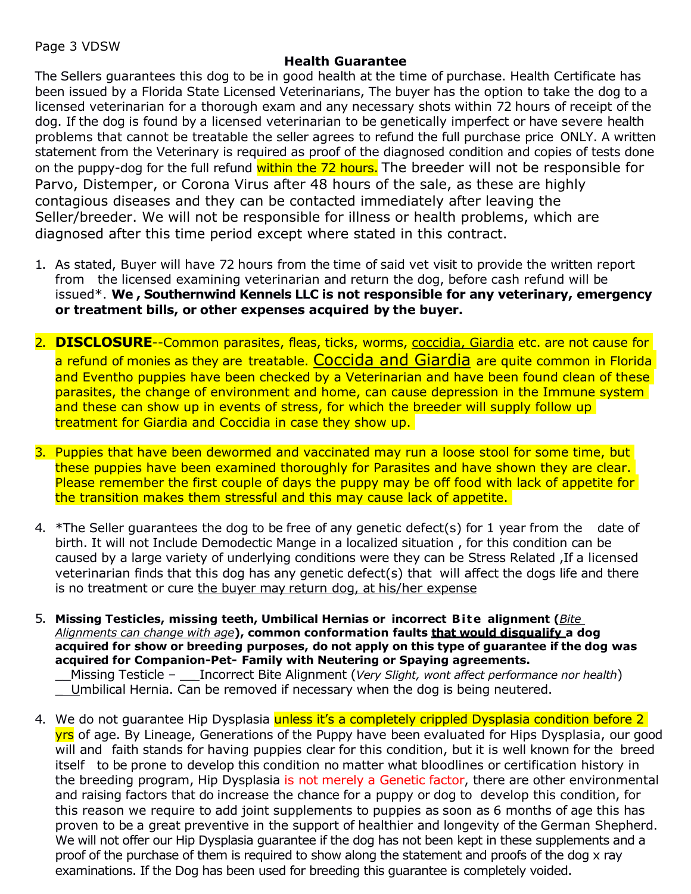Page 3 VDSW

## Health Guarantee

The Sellers guarantees this dog to be in good health at the time of purchase. Health Certificate has been issued by a Florida State Licensed Veterinarians, The buyer has the option to take the dog to a licensed veterinarian for a thorough exam and any necessary shots within 72 hours of receipt of the dog. If the dog is found by a licensed veterinarian to be genetically imperfect or have severe health problems that cannot be treatable the seller agrees to refund the full purchase price ONLY. A written statement from the Veterinary is required as proof of the diagnosed condition and copies of tests done on the puppy-dog for the full refund within the 72 hours. The breeder will not be responsible for Parvo, Distemper, or Corona Virus after 48 hours of the sale, as these are highly contagious diseases and they can be contacted immediately after leaving the Seller/breeder. We will not be responsible for illness or health problems, which are diagnosed after this time period except where stated in this contract.

1. As stated, Buyer will have 72 hours from the time of said vet visit to provide the written report from the licensed examining veterinarian and return the dog, before cash refund will be issued*. **We , Southernwind Kennels LLC is not responsible for any veterinary, emergency or treatment bills, or other expenses acquired by the buyer.**

2. **DISCLOSURE**--Common parasites, fleas, ticks, worms, coccidia, Giardia etc. are not cause for a refund of monies as they are treatable. Coccida and Giardia are quite common in Florida and Eventho puppies have been checked by a Veterinarian and have been found clean of these parasites, the change of environment and home, can cause depression in the Immune system and these can show up in events of stress, for which the breeder will supply follow up treatment for Giardia and Coccidia in case they show up.

3. Puppies that have been dewormed and vaccinated may run a loose stool for some time, but these puppies have been examined thoroughly for Parasites and have shown they are clear. Please remember the first couple of days the puppy may be off food with lack of appetite for the transition makes them stressful and this may cause lack of appetite.

4. *The Seller guarantees the dog to be free of any genetic defect(s) for 1 year from the date of birth. It will not Include Demodectic Mange in a localized situation , for this condition can be caused by a large variety of underlying conditions were they can be Stress Related ,If a licensed veterinarian finds that this dog has any genetic defect(s) that will affect the dogs life and there is no treatment or cure the buyer may return dog, at his/her expense

5. **Missing Testicles, missing teeth, Umbilical Hernias or incorrect Bite alignment (*Bite Alignments can change with age*), common conformation faults that would disqualify a dog acquired for show or breeding purposes, do not apply on this type of guarantee if the dog was acquired for Companion-Pet- Family with Neutering or Spaying agreements.**
   __Missing Testicle – ___Incorrect Bite Alignment (*Very Slight, wont affect performance nor health*)
   __Umbilical Hernia. Can be removed if necessary when the dog is being neutered.

4. We do not guarantee Hip Dysplasia unless it's a completely crippled Dysplasia condition before 2 yrs of age. By Lineage, Generations of the Puppy have been evaluated for Hips Dysplasia, our good will and faith stands for having puppies clear for this condition, but it is well known for the breed itself to be prone to develop this condition no matter what bloodlines or certification history in the breeding program, Hip Dysplasia is not merely a Genetic factor, there are other environmental and raising factors that do increase the chance for a puppy or dog to develop this condition, for this reason we require to add joint supplements to puppies as soon as 6 months of age this has proven to be a great preventive in the support of healthier and longevity of the German Shepherd. We will not offer our Hip Dysplasia guarantee if the dog has not been kept in these supplements and a proof of the purchase of them is required to show along the statement and proofs of the dog x ray examinations. If the Dog has been used for breeding this guarantee is completely voided.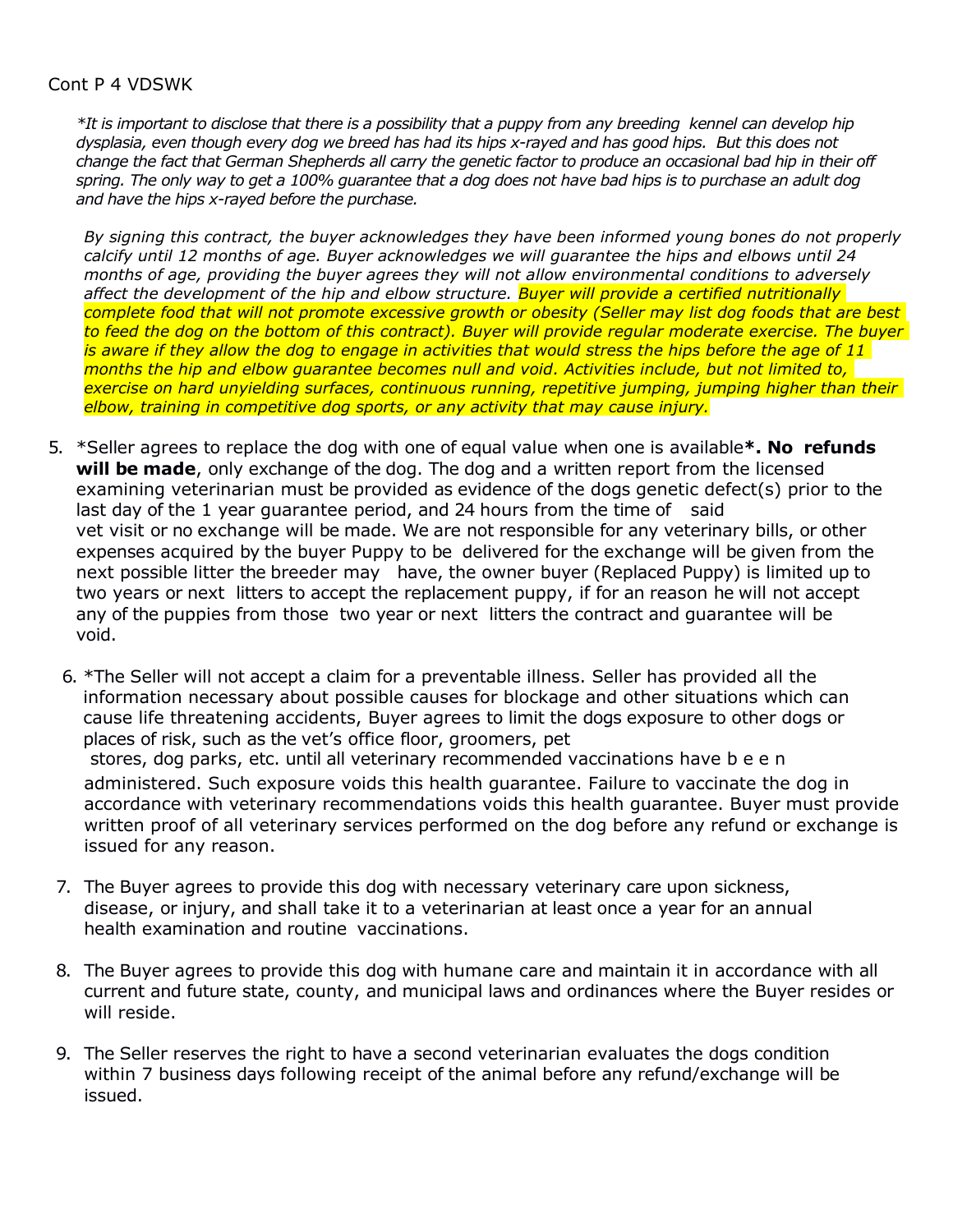Cont P 4 VDSWK

*\*It is important to disclose that there is a possibility that a puppy from any breeding kennel can develop hip dysplasia, even though every dog we breed has had its hips x-rayed and has good hips. But this does not change the fact that German Shepherds all carry the genetic factor to produce an occasional bad hip in their off spring. The only way to get a 100% guarantee that a dog does not have bad hips is to purchase an adult dog and have the hips x-rayed before the purchase.*

*By signing this contract, the buyer acknowledges they have been informed young bones do not properly calcify until 12 months of age. Buyer acknowledges we will guarantee the hips and elbows until 24 months of age, providing the buyer agrees they will not allow environmental conditions to adversely affect the development of the hip and elbow structure. Buyer will provide a certified nutritionally complete food that will not promote excessive growth or obesity (Seller may list dog foods that are best to feed the dog on the bottom of this contract). Buyer will provide regular moderate exercise. The buyer is aware if they allow the dog to engage in activities that would stress the hips before the age of 11 months the hip and elbow guarantee becomes null and void. Activities include, but not limited to, exercise on hard unyielding surfaces, continuous running, repetitive jumping, jumping higher than their elbow, training in competitive dog sports, or any activity that may cause injury.*

5. *Seller agrees to replace the dog with one of equal value when one is available**\*. No refunds will be made**, only exchange of the dog. The dog and a written report from the licensed examining veterinarian must be provided as evidence of the dogs genetic defect(s) prior to the last day of the 1 year guarantee period, and 24 hours from the time of said vet visit or no exchange will be made. We are not responsible for any veterinary bills, or other expenses acquired by the buyer Puppy to be delivered for the exchange will be given from the next possible litter the breeder may have, the owner buyer (Replaced Puppy) is limited up to two years or next litters to accept the replacement puppy, if for an reason he will not accept any of the puppies from those two year or next litters the contract and guarantee will be void.

6. *The Seller will not accept a claim for a preventable illness. Seller has provided all the information necessary about possible causes for blockage and other situations which can cause life threatening accidents, Buyer agrees to limit the dogs exposure to other dogs or places of risk, such as the vet's office floor, groomers, pet stores, dog parks, etc. until all veterinary recommended vaccinations have b e e n administered. Such exposure voids this health guarantee. Failure to vaccinate the dog in accordance with veterinary recommendations voids this health guarantee. Buyer must provide written proof of all veterinary services performed on the dog before any refund or exchange is issued for any reason.

7. The Buyer agrees to provide this dog with necessary veterinary care upon sickness, disease, or injury, and shall take it to a veterinarian at least once a year for an annual health examination and routine vaccinations.

8. The Buyer agrees to provide this dog with humane care and maintain it in accordance with all current and future state, county, and municipal laws and ordinances where the Buyer resides or will reside.

9. The Seller reserves the right to have a second veterinarian evaluates the dogs condition within 7 business days following receipt of the animal before any refund/exchange will be issued.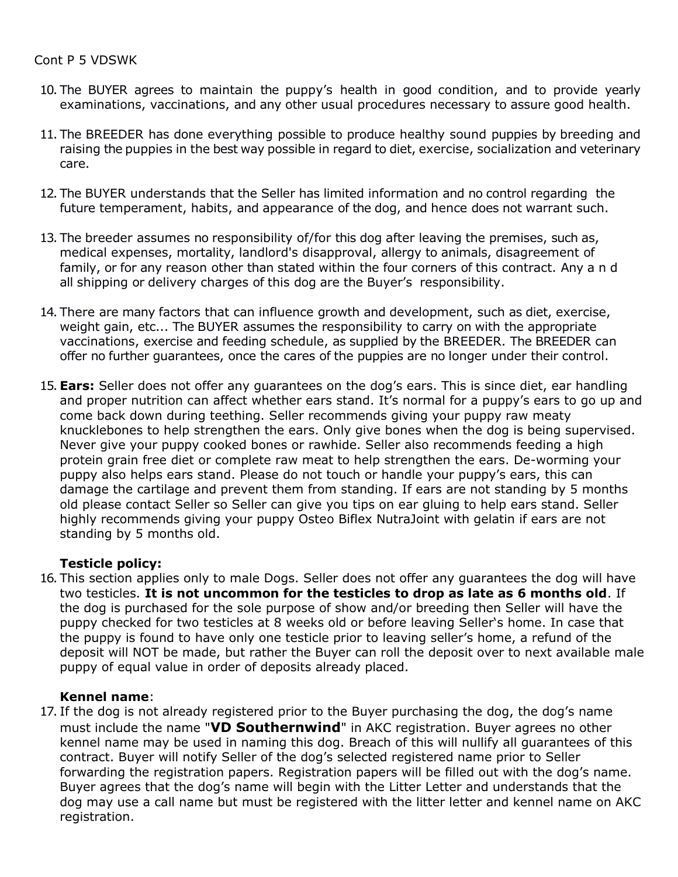Cont P 5 VDSWK

10. The BUYER agrees to maintain the puppy's health in good condition, and to provide yearly examinations, vaccinations, and any other usual procedures necessary to assure good health.

11. The BREEDER has done everything possible to produce healthy sound puppies by breeding and raising the puppies in the best way possible in regard to diet, exercise, socialization and veterinary care.

12. The BUYER understands that the Seller has limited information and no control regarding the future temperament, habits, and appearance of the dog, and hence does not warrant such.

13. The breeder assumes no responsibility of/for this dog after leaving the premises, such as, medical expenses, mortality, landlord's disapproval, allergy to animals, disagreement of family, or for any reason other than stated within the four corners of this contract. Any a n d all shipping or delivery charges of this dog are the Buyer's responsibility.

14. There are many factors that can influence growth and development, such as diet, exercise, weight gain, etc... The BUYER assumes the responsibility to carry on with the appropriate vaccinations, exercise and feeding schedule, as supplied by the BREEDER. The BREEDER can offer no further guarantees, once the cares of the puppies are no longer under their control.

15. **Ears:** Seller does not offer any guarantees on the dog's ears. This is since diet, ear handling and proper nutrition can affect whether ears stand. It's normal for a puppy's ears to go up and come back down during teething. Seller recommends giving your puppy raw meaty knucklebones to help strengthen the ears. Only give bones when the dog is being supervised. Never give your puppy cooked bones or rawhide. Seller also recommends feeding a high protein grain free diet or complete raw meat to help strengthen the ears. De-worming your puppy also helps ears stand. Please do not touch or handle your puppy's ears, this can damage the cartilage and prevent them from standing. If ears are not standing by 5 months old please contact Seller so Seller can give you tips on ear gluing to help ears stand. Seller highly recommends giving your puppy Osteo Biflex NutraJoint with gelatin if ears are not standing by 5 months old.

    **Testicle policy:**

16. This section applies only to male Dogs. Seller does not offer any guarantees the dog will have two testicles. **It is not uncommon for the testicles to drop as late as 6 months old**. If the dog is purchased for the sole purpose of show and/or breeding then Seller will have the puppy checked for two testicles at 8 weeks old or before leaving Seller's home. In case that the puppy is found to have only one testicle prior to leaving seller's home, a refund of the deposit will NOT be made, but rather the Buyer can roll the deposit over to next available male puppy of equal value in order of deposits already placed.

    **Kennel name**:

17. If the dog is not already registered prior to the Buyer purchasing the dog, the dog's name must include the name "**VD Southernwind**" in AKC registration. Buyer agrees no other kennel name may be used in naming this dog. Breach of this will nullify all guarantees of this contract. Buyer will notify Seller of the dog's selected registered name prior to Seller forwarding the registration papers. Registration papers will be filled out with the dog's name. Buyer agrees that the dog's name will begin with the Litter Letter and understands that the dog may use a call name but must be registered with the litter letter and kennel name on AKC registration.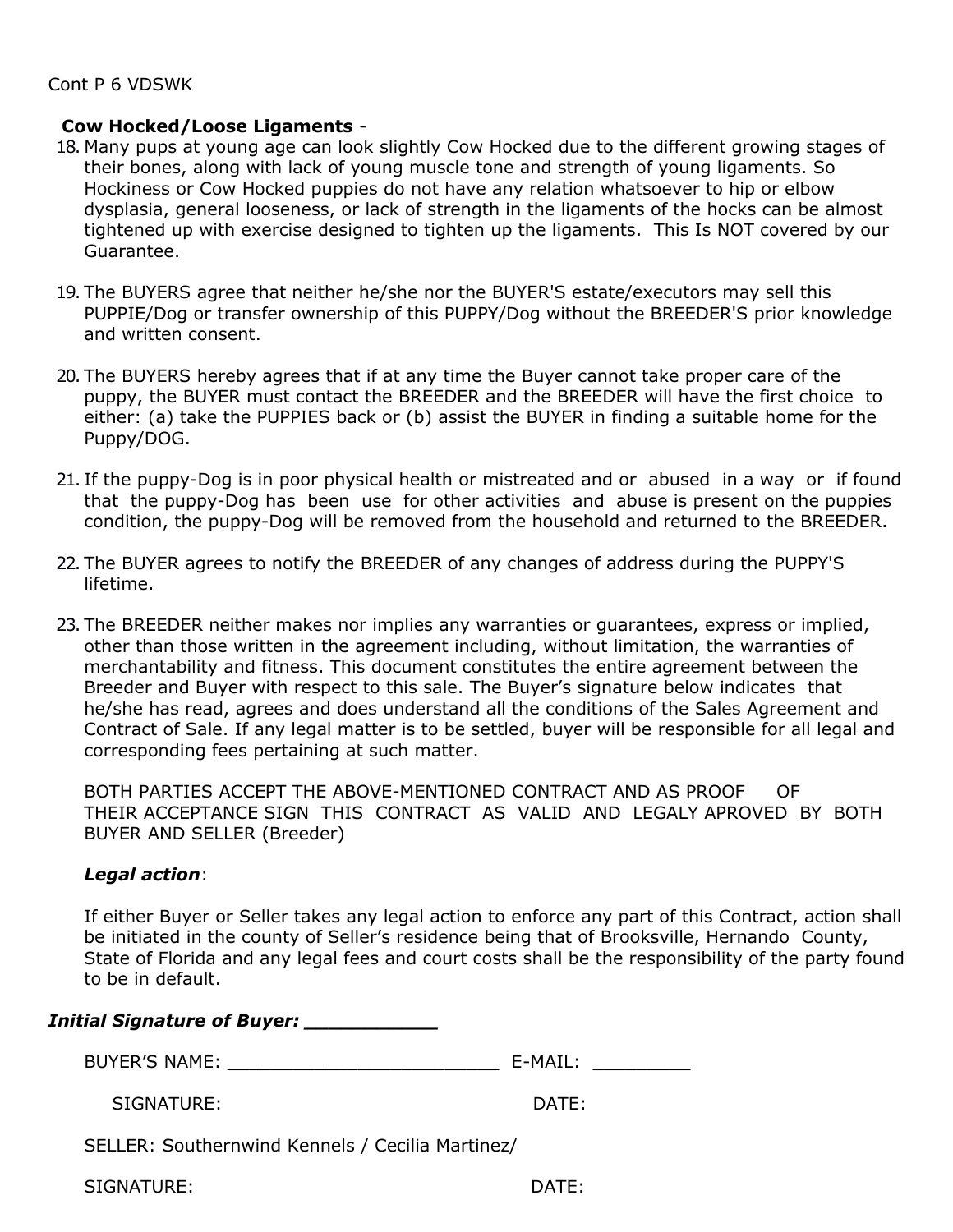Cont P 6 VDSWK

**Cow Hocked/Loose Ligaments** -

18. Many pups at young age can look slightly Cow Hocked due to the different growing stages of their bones, along with lack of young muscle tone and strength of young ligaments. So Hockiness or Cow Hocked puppies do not have any relation whatsoever to hip or elbow dysplasia, general looseness, or lack of strength in the ligaments of the hocks can be almost tightened up with exercise designed to tighten up the ligaments. This Is NOT covered by our Guarantee.

19. The BUYERS agree that neither he/she nor the BUYER'S estate/executors may sell this PUPPIE/Dog or transfer ownership of this PUPPY/Dog without the BREEDER'S prior knowledge and written consent.

20. The BUYERS hereby agrees that if at any time the Buyer cannot take proper care of the puppy, the BUYER must contact the BREEDER and the BREEDER will have the first choice to either: (a) take the PUPPIES back or (b) assist the BUYER in finding a suitable home for the Puppy/DOG.

21. If the puppy-Dog is in poor physical health or mistreated and or abused in a way or if found that the puppy-Dog has been use for other activities and abuse is present on the puppies condition, the puppy-Dog will be removed from the household and returned to the BREEDER.

22. The BUYER agrees to notify the BREEDER of any changes of address during the PUPPY'S lifetime.

23. The BREEDER neither makes nor implies any warranties or guarantees, express or implied, other than those written in the agreement including, without limitation, the warranties of merchantability and fitness. This document constitutes the entire agreement between the Breeder and Buyer with respect to this sale. The Buyer's signature below indicates that he/she has read, agrees and does understand all the conditions of the Sales Agreement and Contract of Sale. If any legal matter is to be settled, buyer will be responsible for all legal and corresponding fees pertaining at such matter.

    BOTH PARTIES ACCEPT THE ABOVE-MENTIONED CONTRACT AND AS PROOF OF THEIR ACCEPTANCE SIGN THIS CONTRACT AS VALID AND LEGALY APROVED BY BOTH BUYER AND SELLER (Breeder)

    ***Legal action***:

    If either Buyer or Seller takes any legal action to enforce any part of this Contract, action shall be initiated in the county of Seller's residence being that of Brooksville, Hernando County, State of Florida and any legal fees and court costs shall be the responsibility of the party found to be in default.

***Initial Signature of Buyer: ___________***

BUYER'S NAME: _________________________ E-MAIL: _________

SIGNATURE: DATE:

SELLER: Southernwind Kennels / Cecilia Martinez/

SIGNATURE: DATE: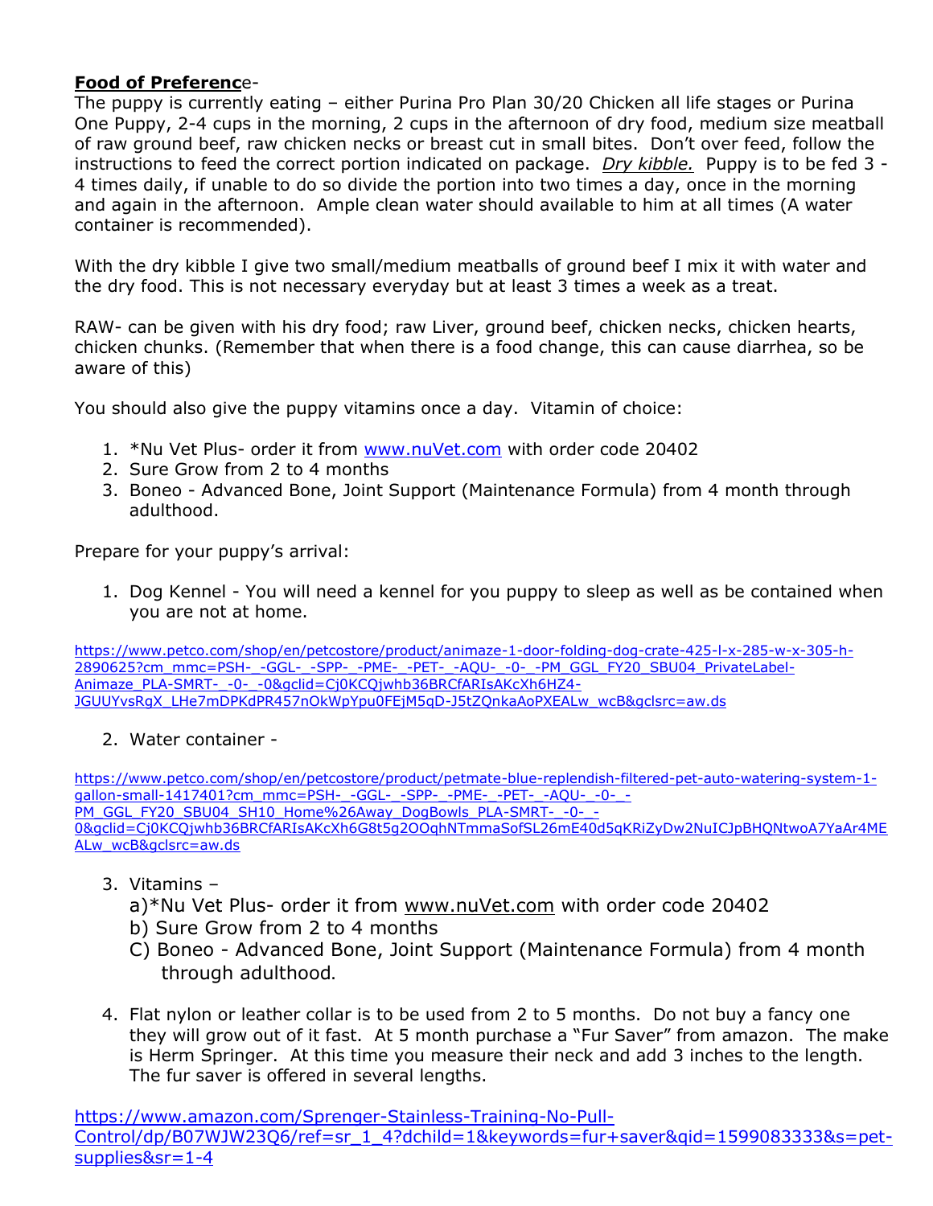**Food of Preferenc**e-

The puppy is currently eating – either Purina Pro Plan 30/20 Chicken all life stages or Purina One Puppy, 2-4 cups in the morning, 2 cups in the afternoon of dry food, medium size meatball of raw ground beef, raw chicken necks or breast cut in small bites. Don't over feed, follow the instructions to feed the correct portion indicated on package. *Dry kibble.* Puppy is to be fed 3 - 4 times daily, if unable to do so divide the portion into two times a day, once in the morning and again in the afternoon. Ample clean water should available to him at all times (A water container is recommended).

With the dry kibble I give two small/medium meatballs of ground beef I mix it with water and the dry food. This is not necessary everyday but at least 3 times a week as a treat.

RAW- can be given with his dry food; raw Liver, ground beef, chicken necks, chicken hearts, chicken chunks. (Remember that when there is a food change, this can cause diarrhea, so be aware of this)

You should also give the puppy vitamins once a day. Vitamin of choice:

1. *Nu Vet Plus- order it from [www.nuVet.com](www.nuVet.com) with order code 20402
2. Sure Grow from 2 to 4 months
3. Boneo - Advanced Bone, Joint Support (Maintenance Formula) from 4 month through adulthood.

Prepare for your puppy's arrival:

1. Dog Kennel - You will need a kennel for you puppy to sleep as well as be contained when you are not at home.

https://www.petco.com/shop/en/petcostore/product/animaze-1-door-folding-dog-crate-425-l-x-285-w-x-305-h-2890625?cm_mmc=PSH-_-GGL-_-SPP-_-PME-_-PET-_-AQU-_-0-_-PM_GGL_FY20_SBU04_PrivateLabel-Animaze_PLA-SMRT-_-0-_-0&gclid=Cj0KCQjwhb36BRCfARIsAKcXh6HZ4-JGUUYvsRgX_LHe7mDPKdPR457nOkWpYpu0FEjM5qD-J5tZQnkaAoPXEALw_wcB&gclsrc=aw.ds

2. Water container -

https://www.petco.com/shop/en/petcostore/product/petmate-blue-replendish-filtered-pet-auto-watering-system-1-gallon-small-1417401?cm_mmc=PSH-_-GGL-_-SPP-_-PME-_-PET-_-AQU-_-0-_-PM_GGL_FY20_SBU04_SH10_Home%26Away_DogBowls_PLA-SMRT-_-0-_-0&gclid=Cj0KCQjwhb36BRCfARIsAKcXh6G8t5g2OOqhNTmmaSofSL26mE40d5qKRiZyDw2NuICJpBHQNtwoA7YaAr4MEALw_wcB&gclsrc=aw.ds

3. Vitamins –
   a)*Nu Vet Plus- order it from [www.nuVet.com](www.nuVet.com) with order code 20402
   b) Sure Grow from 2 to 4 months
   C) Boneo - Advanced Bone, Joint Support (Maintenance Formula) from 4 month through adulthood.

4. Flat nylon or leather collar is to be used from 2 to 5 months. Do not buy a fancy one they will grow out of it fast. At 5 month purchase a "Fur Saver" from amazon. The make is Herm Springer. At this time you measure their neck and add 3 inches to the length. The fur saver is offered in several lengths.

https://www.amazon.com/Sprenger-Stainless-Training-No-Pull-Control/dp/B07WJW23Q6/ref=sr_1_4?dchild=1&keywords=fur+saver&qid=1599083333&s=pet-supplies&sr=1-4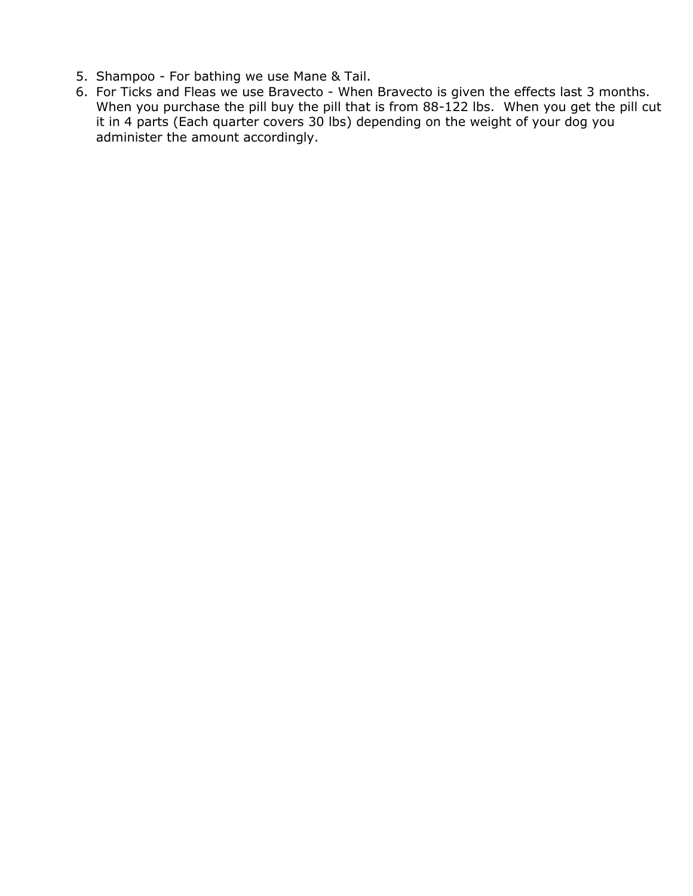5. Shampoo - For bathing we use Mane & Tail.
6. For Ticks and Fleas we use Bravecto - When Bravecto is given the effects last 3 months. When you purchase the pill buy the pill that is from 88-122 lbs. When you get the pill cut it in 4 parts (Each quarter covers 30 lbs) depending on the weight of your dog you administer the amount accordingly.